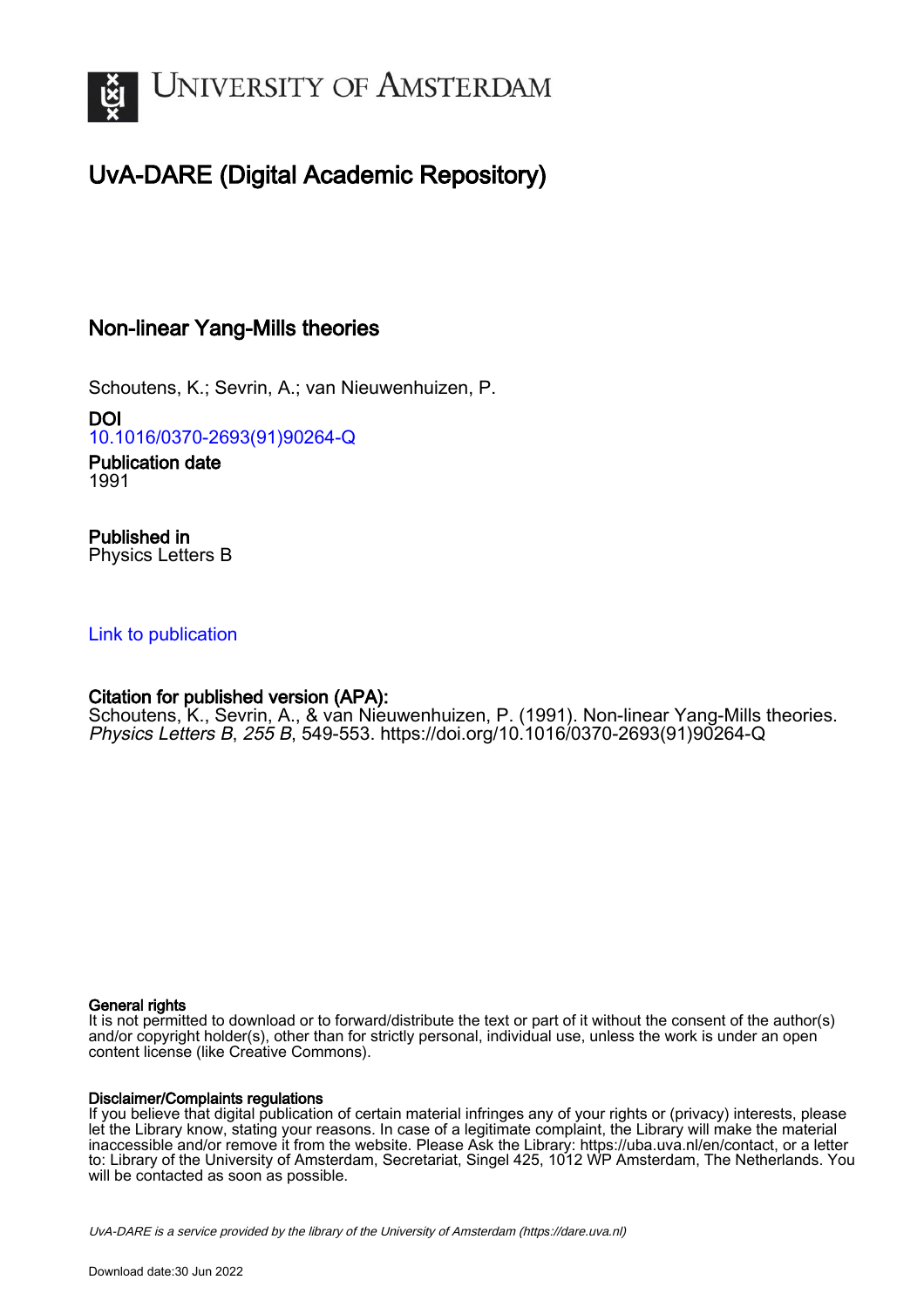# UvA-DARE (Digital Academic Repository)

## Non-linear Yang-Mills theories

Schoutens, K.; Sevrin, A.; van Nieuwenhuizen, P.

**DOI**
10.1016/0370-2693(91)90264-Q

**Publication date**
1991

**Published in**
Physics Letters B

Link to publication

**Citation for published version (APA):**
Schoutens, K., Sevrin, A., & van Nieuwenhuizen, P. (1991). Non-linear Yang-Mills theories. *Physics Letters B*, *255 B*, 549-553. https://doi.org/10.1016/0370-2693(91)90264-Q

**General rights**
It is not permitted to download or to forward/distribute the text or part of it without the consent of the author(s) and/or copyright holder(s), other than for strictly personal, individual use, unless the work is under an open content license (like Creative Commons).

**Disclaimer/Complaints regulations**
If you believe that digital publication of certain material infringes any of your rights or (privacy) interests, please let the Library know, stating your reasons. In case of a legitimate complaint, the Library will make the material inaccessible and/or remove it from the website. Please Ask the Library: https://uba.uva.nl/en/contact, or a letter to: Library of the University of Amsterdam, Secretariat, Singel 425, 1012 WP Amsterdam, The Netherlands. You will be contacted as soon as possible.

UvA-DARE is a service provided by the library of the University of Amsterdam (https://dare.uva.nl)

Download date:30 Jun 2022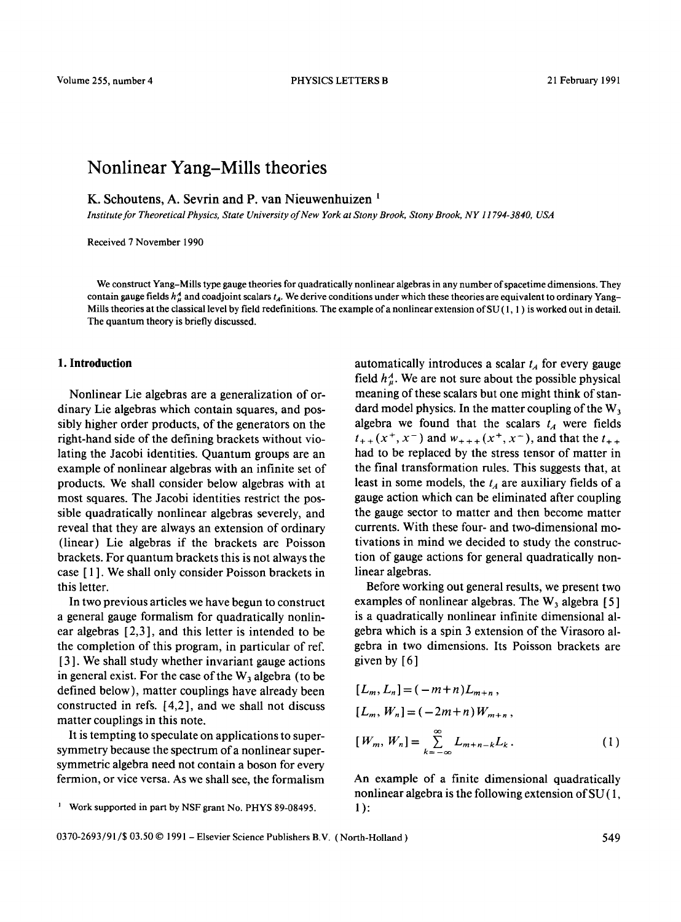# Nonlinear Yang–Mills theories

K. Schoutens, A. Sevrin and P. van Nieuwenhuizen [1]

*Institute for Theoretical Physics, State University of New York at Stony Brook, Stony Brook, NY 11794-3840, USA*

Received 7 November 1990

We construct Yang–Mills type gauge theories for quadratically nonlinear algebras in any number of spacetime dimensions. They contain gauge fields $h_\mu^A$ and coadjoint scalars $t_A$. We derive conditions under which these theories are equivalent to ordinary Yang–Mills theories at the classical level by field redefinitions. The example of a nonlinear extension of SU(1, 1) is worked out in detail. The quantum theory is briefly discussed.

## 1. Introduction

Nonlinear Lie algebras are a generalization of ordinary Lie algebras which contain squares, and possibly higher order products, of the generators on the right-hand side of the defining brackets without violating the Jacobi identities. Quantum groups are an example of nonlinear algebras with an infinite set of products. We shall consider below algebras with at most squares. The Jacobi identities restrict the possible quadratically nonlinear algebras severely, and reveal that they are always an extension of ordinary (linear) Lie algebras if the brackets are Poisson brackets. For quantum brackets this is not always the case [1]. We shall only consider Poisson brackets in this letter.

In two previous articles we have begun to construct a general gauge formalism for quadratically nonlinear algebras [2,3], and this letter is intended to be the completion of this program, in particular of ref. [3]. We shall study whether invariant gauge actions in general exist. For the case of the $W_3$ algebra (to be defined below), matter couplings have already been constructed in refs. [4,2], and we shall not discuss matter couplings in this note.

It is tempting to speculate on applications to supersymmetry because the spectrum of a nonlinear supersymmetric algebra need not contain a boson for every fermion, or vice versa. As we shall see, the formalism automatically introduces a scalar $t_A$ for every gauge field $h_\mu^A$. We are not sure about the possible physical meaning of these scalars but one might think of standard model physics. In the matter coupling of the $W_3$ algebra we found that the scalars $t_A$ were fields $t_{++}(x^+, x^-)$ and $w_{+++}(x^+, x^-)$, and that the $t_{++}$ had to be replaced by the stress tensor of matter in the final transformation rules. This suggests that, at least in some models, the $t_A$ are auxiliary fields of a gauge action which can be eliminated after coupling the gauge sector to matter and then become matter currents. With these four- and two-dimensional motivations in mind we decided to study the construction of gauge actions for general quadratically nonlinear algebras.

Before working out general results, we present two examples of nonlinear algebras. The $W_3$ algebra [5] is a quadratically nonlinear infinite dimensional algebra which is a spin 3 extension of the Virasoro algebra in two dimensions. Its Poisson brackets are given by [6]

$$[L_m, L_n] = (-m+n)L_{m+n},$$
$$[L_m, W_n] = (-2m+n)W_{m+n},$$
$$[W_m, W_n] = \sum_{k=-\infty}^{\infty} L_{m+n-k}L_k. \tag{1}$$

An example of a finite dimensional quadratically nonlinear algebra is the following extension of SU(1, 1):

[1] Work supported in part by NSF grant No. PHYS 89-08495.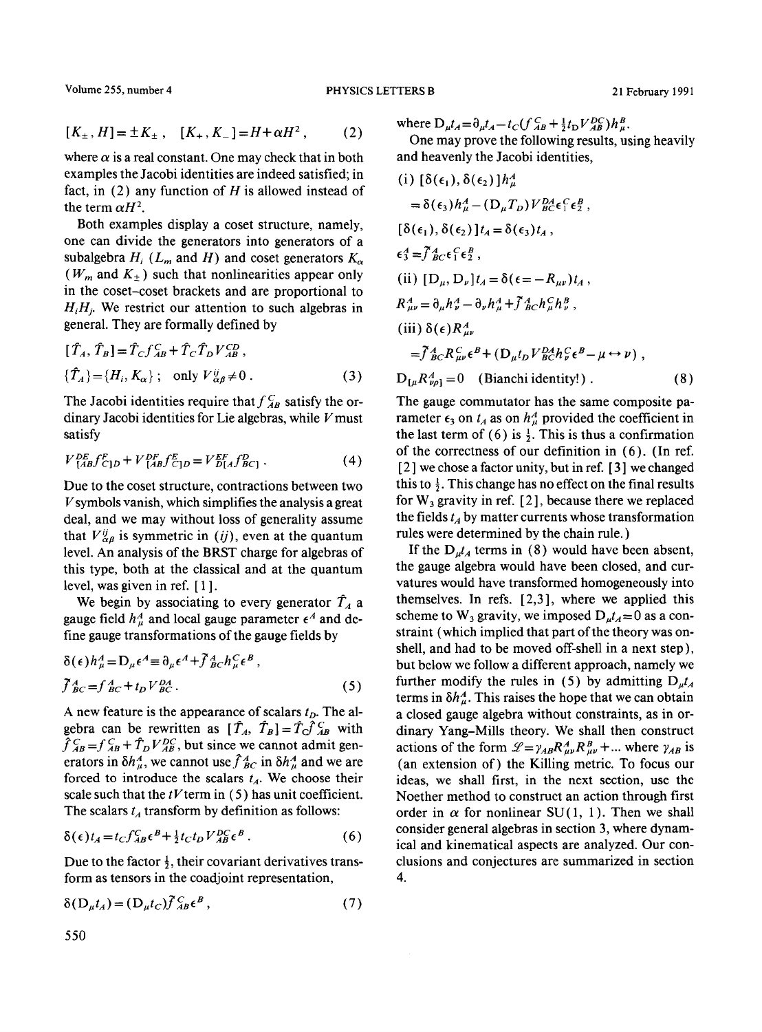$$[K_\pm, H] = \pm K_\pm \,, \quad [K_+, K_-] = H + \alpha H^2 \,, \tag{2}$$

where $\alpha$ is a real constant. One may check that in both examples the Jacobi identities are indeed satisfied; in fact, in (2) any function of $H$ is allowed instead of the term $\alpha H^2$.

Both examples display a coset structure, namely, one can divide the generators into generators of a subalgebra $H_i$ ($L_m$ and $H$) and coset generators $K_\alpha$ ($W_m$ and $K_\pm$) such that nonlinearities appear only in the coset–coset brackets and are proportional to $H_i H_j$. We restrict our attention to such algebras in general. They are formally defined by

$$[\hat{T}_A, \hat{T}_B] = \hat{T}_C f^C_{AB} + \hat{T}_C \hat{T}_D V^{CD}_{AB} \,,$$
$$\{\hat{T}_A\} = \{H_i, K_\alpha\} \,; \quad \text{only } V^{ij}_{\alpha\beta} \neq 0 \,. \tag{3}$$

The Jacobi identities require that $f^C_{AB}$ satisfy the ordinary Jacobi identities for Lie algebras, while $V$ must satisfy

$$V^{DE}_{[AB} f^F_{C]D} + V^{DF}_{[AB} f^E_{C]D} = V^{EF}_{D[A} f^D_{BC]} \,. \tag{4}$$

Due to the coset structure, contractions between two $V$ symbols vanish, which simplifies the analysis a great deal, and we may without loss of generality assume that $V^{ij}_{\alpha\beta}$ is symmetric in $(ij)$, even at the quantum level. An analysis of the BRST charge for algebras of this type, both at the classical and at the quantum level, was given in ref. [1].

We begin by associating to every generator $\hat{T}_A$ a gauge field $h^A_\mu$ and local gauge parameter $\epsilon^A$ and define gauge transformations of the gauge fields by

$$\delta(\epsilon) h^A_\mu = D_\mu \epsilon^A \equiv \partial_\mu \epsilon^A + \tilde{f}^A_{BC} h^C_\mu \epsilon^B \,,$$
$$\tilde{f}^A_{BC} = f^A_{BC} + t_D V^{DA}_{BC} \,. \tag{5}$$

A new feature is the appearance of scalars $t_D$. The algebra can be rewritten as $[\hat{T}_A, \hat{T}_B] = \hat{T}_C \hat{f}^C_{AB}$ with $\hat{f}^C_{AB} = f^C_{AB} + \hat{T}_D V^{DC}_{AB}$, but since we cannot admit generators in $\delta h^A_\mu$, we cannot use $\hat{f}^A_{BC}$ in $\delta h^A_\mu$ and we are forced to introduce the scalars $t_A$. We choose their scale such that the $tV$ term in (5) has unit coefficient. The scalars $t_A$ transform by definition as follows:

$$\delta(\epsilon) t_A = t_C f^C_{AB} \epsilon^B + \tfrac{1}{2} t_C t_D V^{DC}_{AB} \epsilon^B \,. \tag{6}$$

Due to the factor $\frac{1}{2}$, their covariant derivatives transform as tensors in the coadjoint representation,

$$\delta(D_\mu t_A) = (D_\mu t_C) \tilde{f}^C_{AB} \epsilon^B \,, \tag{7}$$

where $D_\mu t_A = \partial_\mu t_A - t_C (f^C_{AB} + \frac{1}{2} t_D V^{DC}_{AB}) h^B_\mu$.

One may prove the following results, using heavily and heavenly the Jacobi identities,

(i) $[\delta(\epsilon_1), \delta(\epsilon_2)] h^A_\mu$

$$= \delta(\epsilon_3) h^A_\mu - (D_\mu T_D) V^{DA}_{BC} \epsilon^C_1 \epsilon^B_2 \,,$$

$$[\delta(\epsilon_1), \delta(\epsilon_2)] t_A = \delta(\epsilon_3) t_A \,,$$

$$\epsilon^A_3 = \tilde{f}^A_{BC} \epsilon^C_1 \epsilon^B_2 \,,$$

(ii) $[D_\mu, D_\nu] t_A = \delta(\epsilon = -R_{\mu\nu}) t_A \,,$

$$R^A_{\mu\nu} = \partial_\mu h^A_\nu - \partial_\nu h^A_\mu + \tilde{f}^A_{BC} h^C_\mu h^B_\nu \,,$$

(iii) $\delta(\epsilon) R^A_{\mu\nu}$

$$= \tilde{f}^A_{BC} R^C_{\mu\nu} \epsilon^B + (D_\mu t_D V^{DA}_{BC} h^C_\nu \epsilon^B - \mu \leftrightarrow \nu) \,,$$

$$D_{[\mu} R^A_{\nu\rho]} = 0 \quad \text{(Bianchi identity!)} \,. \tag{8}$$

The gauge commutator has the same composite parameter $\epsilon_3$ on $t_A$ as on $h^A_\mu$ provided the coefficient in the last term of (6) is $\frac{1}{2}$. This is thus a confirmation of the correctness of our definition in (6). (In ref. [2] we chose a factor unity, but in ref. [3] we changed this to $\frac{1}{2}$. This change has no effect on the final results for $W_3$ gravity in ref. [2], because there we replaced the fields $t_A$ by matter currents whose transformation rules were determined by the chain rule.)

If the $D_\mu t_A$ terms in (8) would have been absent, the gauge algebra would have been closed, and curvatures would have transformed homogeneously into themselves. In refs. [2,3], where we applied this scheme to $W_3$ gravity, we imposed $D_\mu t_A = 0$ as a constraint (which implied that part of the theory was on-shell, and had to be moved off-shell in a next step), but below we follow a different approach, namely we further modify the rules in (5) by admitting $D_\mu t_A$ terms in $\delta h^A_\mu$. This raises the hope that we can obtain a closed gauge algebra without constraints, as in ordinary Yang–Mills theory. We shall then construct actions of the form $\mathscr{L} = \gamma_{AB} R^A_{\mu\nu} R^B_{\mu\nu} + \ldots$ where $\gamma_{AB}$ is (an extension of) the Killing metric. To focus our ideas, we shall first, in the next section, use the Noether method to construct an action through first order in $\alpha$ for nonlinear SU(1, 1). Then we shall consider general algebras in section 3, where dynamical and kinematical aspects are analyzed. Our conclusions and conjectures are summarized in section 4.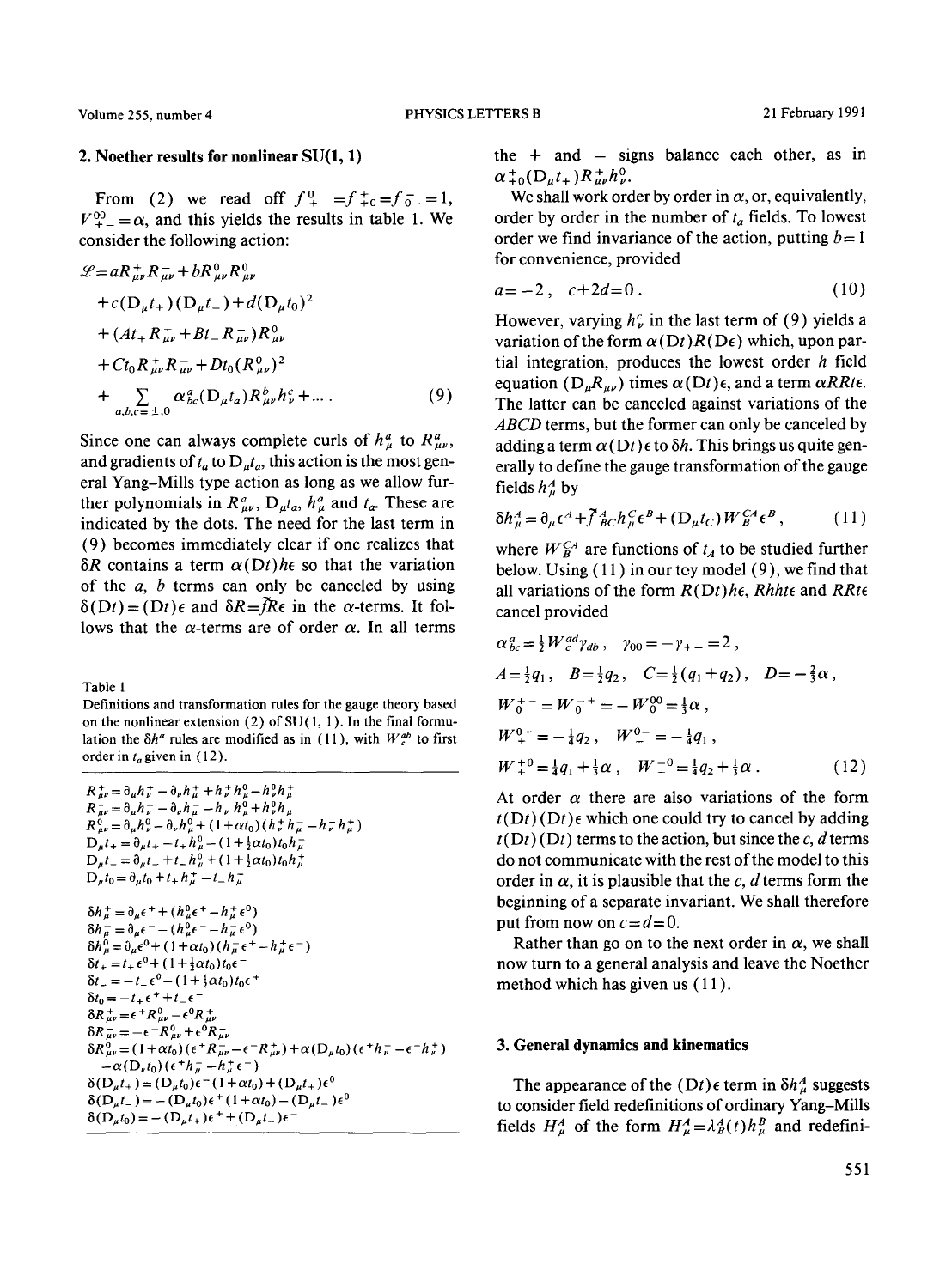## 2. Noether results for nonlinear SU(1, 1)

From (2) we read off $f^{0}_{+-} = f^{+}_{+0} = f^{-}_{0-} = 1$, $V^{00}_{+-} = \alpha$, and this yields the results in table 1. We consider the following action:

$$
\begin{aligned}
\mathscr{L} = & \, a R^{+}_{\mu\nu} R^{-}_{\mu\nu} + b R^{0}_{\mu\nu} R^{0}_{\mu\nu} \\
& + c(\mathrm{D}_\mu t_+)(\mathrm{D}_\mu t_-) + d(\mathrm{D}_\mu t_0)^2 \\
& + (A t_+ R^{+}_{\mu\nu} + B t_- R^{-}_{\mu\nu}) R^{0}_{\mu\nu} \\
& + C t_0 R^{+}_{\mu\nu} R^{-}_{\mu\nu} + D t_0 (R^{0}_{\mu\nu})^2 \\
& + \sum_{a,b,c = \pm, 0} \alpha^{a}_{bc} (\mathrm{D}_\mu t_a) R^{b}_{\mu\nu} h^{c}_{\nu} + \ldots \, .
\end{aligned}
\tag{9}
$$

Since one can always complete curls of $h^a_\mu$ to $R^a_{\mu\nu}$, and gradients of $t_a$ to $\mathrm{D}_\mu t_a$, this action is the most general Yang–Mills type action as long as we allow further polynomials in $R^a_{\mu\nu}$, $\mathrm{D}_\mu t_a$, $h^a_\mu$ and $t_a$. These are indicated by the dots. The need for the last term in (9) becomes immediately clear if one realizes that $\delta R$ contains a term $\alpha(\mathrm{D}t)h\epsilon$ so that the variation of the $a$, $b$ terms can only be canceled by using $\delta(\mathrm{D}t) = (\mathrm{D}t)\epsilon$ and $\delta R = \bar{f} R \epsilon$ in the $\alpha$-terms. It follows that the $\alpha$-terms are of order $\alpha$. In all terms

Table 1
Definitions and transformation rules for the gauge theory based on the nonlinear extension (2) of SU(1, 1). In the final formulation the $\delta h^a$ rules are modified as in (11), with $W^{ab}_c$ to first order in $t_a$ given in (12).

$$
\begin{aligned}
R^{+}_{\mu\nu} &= \partial_\mu h^{+}_{\nu} - \partial_\nu h^{+}_{\mu} + h^{+}_{\mu} h^{0}_{\nu} - h^{0}_{\mu} h^{+}_{\nu} \\
R^{-}_{\mu\nu} &= \partial_\mu h^{-}_{\nu} - \partial_\nu h^{-}_{\mu} - h^{-}_{\mu} h^{0}_{\nu} + h^{0}_{\mu} h^{-}_{\nu} \\
R^{0}_{\mu\nu} &= \partial_\mu h^{0}_{\nu} - \partial_\nu h^{0}_{\mu} + (1 + \alpha t_0)(h^{+}_{\nu} h^{-}_{\mu} - h^{-}_{\nu} h^{+}_{\mu}) \\
\mathrm{D}_\mu t_+ &= \partial_\mu t_+ - t_+ h^{0}_{\mu} - (1 + \tfrac{1}{2}\alpha t_0) t_0 h^{-}_{\mu} \\
\mathrm{D}_\mu t_- &= \partial_\mu t_- + t_- h^{0}_{\mu} + (1 + \tfrac{1}{2}\alpha t_0) t_0 h^{+}_{\mu} \\
\mathrm{D}_\mu t_0 &= \partial_\mu t_0 + t_+ h^{+}_{\mu} - t_- h^{-}_{\mu}
\end{aligned}
$$

$$
\begin{aligned}
\delta h^{+}_{\mu} &= \partial_\mu \epsilon^{+} + (h^{0}_{\mu} \epsilon^{+} - h^{+}_{\mu} \epsilon^{0}) \\
\delta h^{-}_{\mu} &= \partial_\mu \epsilon^{-} - (h^{0}_{\mu} \epsilon^{-} - h^{-}_{\mu} \epsilon^{0}) \\
\delta h^{0}_{\mu} &= \partial_\mu \epsilon^{0} + (1 + \alpha t_0)(h^{-}_{\mu} \epsilon^{+} - h^{+}_{\mu} \epsilon^{-}) \\
\delta t_+ &= t_+ \epsilon^{0} + (1 + \tfrac{1}{2}\alpha t_0) t_0 \epsilon^{-} \\
\delta t_- &= -t_- \epsilon^{0} - (1 + \tfrac{1}{2}\alpha t_0) t_0 \epsilon^{+} \\
\delta t_0 &= -t_+ \epsilon^{+} + t_- \epsilon^{-} \\
\delta R^{+}_{\mu\nu} &= \epsilon^{+} R^{0}_{\mu\nu} - \epsilon^{0} R^{+}_{\mu\nu} \\
\delta R^{-}_{\mu\nu} &= -\epsilon^{-} R^{0}_{\mu\nu} + \epsilon^{0} R^{-}_{\mu\nu} \\
\delta R^{0}_{\mu\nu} &= (1 + \alpha t_0)(\epsilon^{+} R^{-}_{\mu\nu} - \epsilon^{-} R^{+}_{\mu\nu}) + \alpha (\mathrm{D}_\mu t_0)(\epsilon^{+} h^{-}_{\nu} - \epsilon^{-} h^{+}_{\nu}) \\
& \quad - \alpha (\mathrm{D}_\nu t_0)(\epsilon^{+} h^{-}_{\mu} - h^{+}_{\mu} \epsilon^{-}) \\
\delta(\mathrm{D}_\mu t_+) &= (\mathrm{D}_\mu t_0) \epsilon^{-} (1 + \alpha t_0) + (\mathrm{D}_\mu t_+) \epsilon^{0} \\
\delta(\mathrm{D}_\mu t_-) &= -(\mathrm{D}_\mu t_0) \epsilon^{+} (1 + \alpha t_0) - (\mathrm{D}_\mu t_-) \epsilon^{0} \\
\delta(\mathrm{D}_\mu t_0) &= -(\mathrm{D}_\mu t_+) \epsilon^{+} + (\mathrm{D}_\mu t_-) \epsilon^{-}
\end{aligned}
$$

the + and − signs balance each other, as in $\alpha^{+}_{+0} (\mathrm{D}_\mu t_+) R^{+}_{\mu\nu} h^{0}_{\nu}$.

We shall work order by order in $\alpha$, or, equivalently, order by order in the number of $t_a$ fields. To lowest order we find invariance of the action, putting $b = 1$ for convenience, provided

$$
a = -2 \, , \quad c + 2d = 0 \, . \tag{10}
$$

However, varying $h^c_\nu$ in the last term of (9) yields a variation of the form $\alpha(\mathrm{D}t)R(\mathrm{D}\epsilon)$ which, upon partial integration, produces the lowest order $h$ field equation $(\mathrm{D}_\mu R_{\mu\nu})$ times $\alpha(\mathrm{D}t)\epsilon$, and a term $\alpha RRt\epsilon$. The latter can be canceled against variations of the $ABCD$ terms, but the former can only be canceled by adding a term $\alpha(\mathrm{D}t)\epsilon$ to $\delta h$. This brings us quite generally to define the gauge transformation of the gauge fields $h^A_\mu$ by

$$
\delta h^A_\mu = \partial_\mu \epsilon^A + \bar{f}^{A}_{BC} h^C_\mu \epsilon^B + (\mathrm{D}_\mu t_C) W^{CA}_{B} \epsilon^B \, , \tag{11}
$$

where $W^{CA}_B$ are functions of $t_A$ to be studied further below. Using (11) in our toy model (9), we find that all variations of the form $R(\mathrm{D}t)h\epsilon$, $Rhht\epsilon$ and $RRt\epsilon$ cancel provided

$$
\begin{aligned}
& \alpha^{a}_{bc} = \tfrac{1}{2} W^{ad}_{c} \gamma_{db} \, , \quad \gamma_{00} = -\gamma_{+-} = 2 \, , \\
& A = \tfrac{1}{2} q_1 \, , \quad B = \tfrac{1}{2} q_2 \, , \quad C = \tfrac{1}{2}(q_1 + q_2) \, , \quad D = -\tfrac{2}{3}\alpha \, , \\
& W^{+-}_{0} = W^{-+}_{0} = -W^{00}_{0} = \tfrac{1}{3}\alpha \, , \\
& W^{0+}_{+} = -\tfrac{1}{4} q_2 \, , \quad W^{0-}_{-} = -\tfrac{1}{4} q_1 \, , \\
& W^{+0}_{+} = \tfrac{1}{4} q_1 + \tfrac{1}{3}\alpha \, , \quad W^{-0}_{-} = \tfrac{1}{4} q_2 + \tfrac{1}{3}\alpha \, .
\end{aligned}
\tag{12}
$$

At order $\alpha$ there are also variations of the form $t(\mathrm{D}t)(\mathrm{D}t)\epsilon$ which one could try to cancel by adding $t(\mathrm{D}t)(\mathrm{D}t)$ terms to the action, but since the $c$, $d$ terms do not communicate with the rest of the model to this order in $\alpha$, it is plausible that the $c$, $d$ terms form the beginning of a separate invariant. We shall therefore put from now on $c = d = 0$.

Rather than go on to the next order in $\alpha$, we shall now turn to a general analysis and leave the Noether method which has given us (11).

## 3. General dynamics and kinematics

The appearance of the $(\mathrm{D}t)\epsilon$ term in $\delta h^A_\mu$ suggests to consider field redefinitions of ordinary Yang–Mills fields $H^A_\mu$ of the form $H^A_\mu = \lambda^A_B(t) h^B_\mu$ and redefini-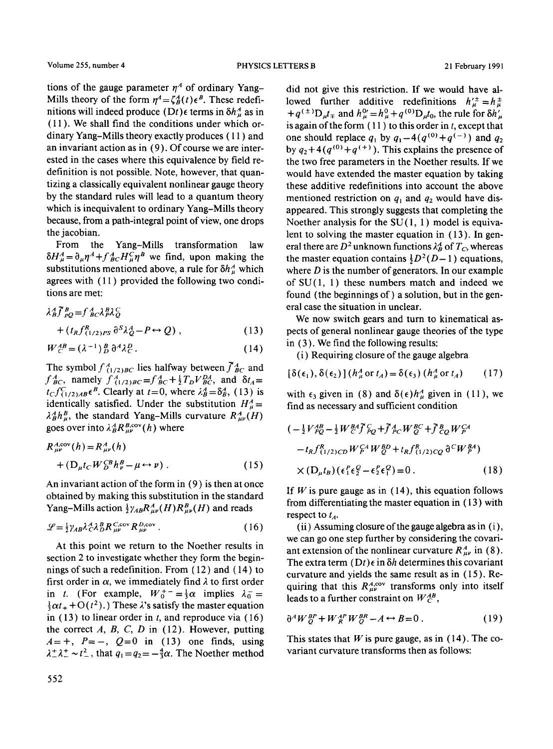tions of the gauge parameter $\eta^A$ of ordinary Yang-Mills theory of the form $\eta^A = \zeta^A_B(t)\epsilon^B$. These redefinitions will indeed produce $(Dt)\epsilon$ terms in $\delta h^A_\mu$ as in (11). We shall find the conditions under which ordinary Yang-Mills theory exactly produces (11) and an invariant action as in (9). Of course we are interested in the cases where this equivalence by field redefinition is not possible. Note, however, that quantizing a classically equivalent nonlinear gauge theory by the standard rules will lead to a quantum theory which is inequivalent to ordinary Yang-Mills theory because, from a path-integral point of view, one drops the jacobian.

From the Yang-Mills transformation law $\delta H^A_\mu = \partial_\mu \eta^A + f^A{}_{BC} H^C_\mu \eta^B$ we find, upon making the substitutions mentioned above, a rule for $\delta h^A_\mu$ which agrees with (11) provided the following two conditions are met:

$$\lambda^A_B \tilde{f}^B{}_{PQ} = f^A{}_{BC} \lambda^B_P \lambda^C_Q + (t_R f^R_{(1/2)PS} \partial^S \lambda^A_Q - P \leftrightarrow Q) \,, \tag{13}$$

$$W^{AB}_C = (\lambda^{-1})^B_D \, \partial^A \lambda^D_C \,. \tag{14}$$

The symbol $f^A_{(1/2)BC}$ lies halfway between $\tilde{f}^A{}_{BC}$ and $f^A{}_{BC}$, namely $f^A_{(1/2)BC} = f^A{}_{BC} + \frac{1}{2} T_D V^{DA}_{BC}$, and $\delta t_A = t_C f^C_{(1/2)AB} \epsilon^B$. Clearly at $t=0$, where $\lambda^A_B = \delta^A_B$, (13) is identically satisfied. Under the substitution $H^A_\mu = \lambda^A_B h^B_\mu$, the standard Yang-Mills curvature $R^A_{\mu\nu}(H)$ goes over into $\lambda^A_B R^{B,\mathrm{cov}}_{\mu\nu}(h)$ where

$$R^{A,\mathrm{cov}}_{\mu\nu}(h) = R^A_{\mu\nu}(h) + (D_\mu t_C W^{CB}_D h^B_\nu - \mu \leftrightarrow \nu) \,. \tag{15}$$

An invariant action of the form in (9) is then at once obtained by making this substitution in the standard Yang-Mills action $\frac{1}{2}\gamma_{AB} R^A_{\mu\nu}(H) R^B_{\mu\nu}(H)$ and reads

$$\mathcal{L} = \tfrac{1}{2}\gamma_{AB} \lambda^A_C \lambda^B_D R^{C,\mathrm{cov}}_{\mu\nu} R^{D,\mathrm{cov}}_{\mu\nu} \,. \tag{16}$$

At this point we return to the Noether results in section 2 to investigate whether they form the beginnings of such a redefinition. From (12) and (14) to first order in $\alpha$, we immediately find $\lambda$ to first order in $t$. (For example, $W^{+-}_0 = \frac{1}{3}\alpha$ implies $\lambda^-_0 = \frac{1}{3}\alpha t_+ + O(t^2)$.) These $\lambda$'s satisfy the master equation in (13) to linear order in $t$, and reproduce via (16) the correct $A$, $B$, $C$, $D$ in (12). However, putting $A=+$, $P=-$, $Q=0$ in (13) one finds, using $\lambda^+_- \lambda^+_- \sim t^2_-$, that $q_1 = q_2 = -\frac{4}{3}\alpha$. The Noether method did not give this restriction. If we would have allowed further additive redefinitions $h'^{\pm}_\mu = h^\pm_\mu + q^{(\pm)} D_\mu t_\mp$ and $h^{0\prime}_\mu = h^0_\mu + q^{(0)} D_\mu t_0$, the rule for $\delta h'_\mu$ is again of the form (11) to this order in $t$, except that one should replace $q_1$ by $q_1 - 4(q^{(0)} + q^{(-)})$ and $q_2$ by $q_2 + 4(q^{(0)} + q^{(+)})$. This explains the presence of the two free parameters in the Noether results. If we would have extended the master equation by taking these additive redefinitions into account the above mentioned restriction on $q_1$ and $q_2$ would have disappeared. This strongly suggests that completing the Noether analysis for the SU(1, 1) model is equivalent to solving the master equation in (13). In general there are $D^2$ unknown functions $\lambda^A_B$ of $T_C$, whereas the master equation contains $\frac{1}{2}D^2(D-1)$ equations, where $D$ is the number of generators. In our example of SU(1, 1) these numbers match and indeed we found (the beginnings of) a solution, but in the general case the situation in unclear.

We now switch gears and turn to kinematical aspects of general nonlinear gauge theories of the type in (3). We find the following results:

(i) Requiring closure of the gauge algebra

$$[\delta(\epsilon_1), \delta(\epsilon_2)]\,(h^A_\mu \text{ or } t_A) = \delta(\epsilon_3)\,(h^A_\mu \text{ or } t_A) \tag{17}$$

with $\epsilon_3$ given in (8) and $\delta(\epsilon) h^A_\mu$ given in (11), we find as necessary and sufficient condition

$$\begin{aligned}&(-\tfrac{1}{2} V^{AB}_{PQ} - \tfrac{1}{2} W^{BA}_C \tilde{f}^C{}_{PQ} + \tilde{f}^A{}_{PC} W^{BC}_Q + \tilde{f}^B{}_{CQ} W^{CA}_P \\ &\quad - t_R f^R_{(1/2)CD} W^{CA}_P W^{BD}_Q + t_R f^R_{(1/2)CQ} \partial^C W^{BA}_P) \\ &\quad \times (D_\mu t_B)(\epsilon^P_1 \epsilon^Q_2 - \epsilon^P_2 \epsilon^Q_1) = 0 \,. \end{aligned} \tag{18}$$

If $W$ is pure gauge as in (14), this equation follows from differentiating the master equation in (13) with respect to $t_A$.

(ii) Assuming closure of the gauge algebra as in (i), we can go one step further by considering the covariant extension of the nonlinear curvature $R^A_{\mu\nu}$ in (8). The extra term $(Dt)\epsilon$ in $\delta h$ determines this covariant curvature and yields the same result as in (15). Requiring that this $R^{A,\mathrm{cov}}_{\mu\nu}$ transforms only into itself leads to a further constraint on $W^{AB}_C$,

$$\partial^A W^{BP}_Q + W^{AP}_R W^{BR}_Q - A \leftrightarrow B = 0 \,. \tag{19}$$

This states that $W$ is pure gauge, as in (14). The covariant curvature transforms then as follows: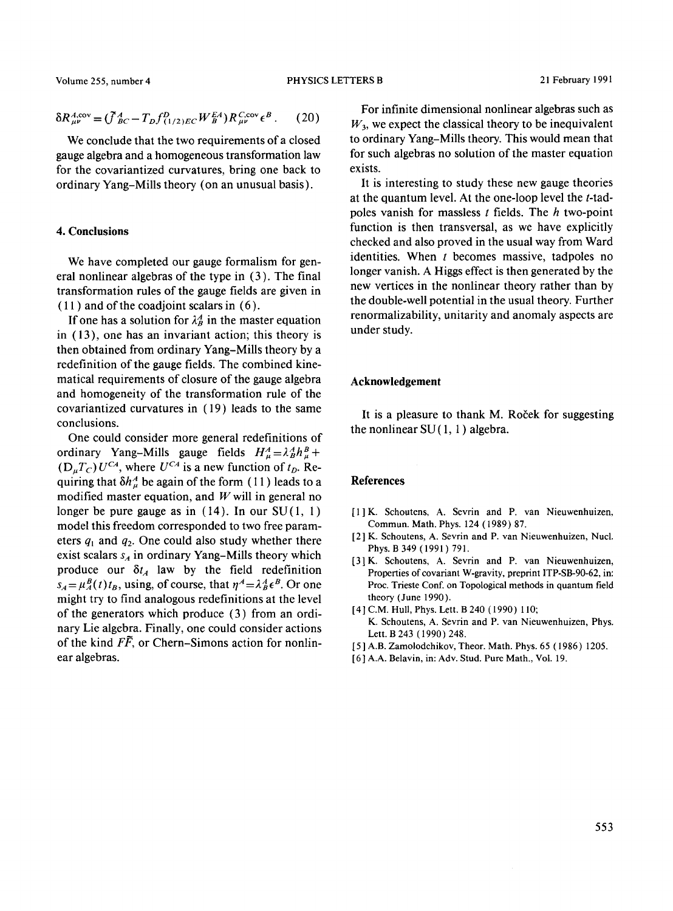$$\delta R^{A,\text{cov}}_{\mu\nu} = (\tilde{f}^{A}_{BC} - T_D f^{D}_{(1/2)EC} W^{EA}_{B}) R^{C,\text{cov}}_{\mu\nu} \epsilon^B . \qquad (20)$$

We conclude that the two requirements of a closed gauge algebra and a homogeneous transformation law for the covariantized curvatures, bring one back to ordinary Yang-Mills theory (on an unusual basis).

## 4. Conclusions

We have completed our gauge formalism for general nonlinear algebras of the type in (3). The final transformation rules of the gauge fields are given in (11) and of the coadjoint scalars in (6).

If one has a solution for $\lambda^A_B$ in the master equation in (13), one has an invariant action; this theory is then obtained from ordinary Yang-Mills theory by a redefinition of the gauge fields. The combined kinematical requirements of closure of the gauge algebra and homogeneity of the transformation rule of the covariantized curvatures in (19) leads to the same conclusions.

One could consider more general redefinitions of ordinary Yang-Mills gauge fields $H^A_\mu = \lambda^A_B h^B_\mu + (D_\mu T_C) U^{CA}$, where $U^{CA}$ is a new function of $t_D$. Requiring that $\delta h^A_\mu$ be again of the form (11) leads to a modified master equation, and $W$ will in general no longer be pure gauge as in (14). In our SU(1, 1) model this freedom corresponded to two free parameters $q_1$ and $q_2$. One could also study whether there exist scalars $s_A$ in ordinary Yang-Mills theory which produce our $\delta t_A$ law by the field redefinition $s_A = \mu^B_A(t) t_B$, using, of course, that $\eta^A = \lambda^A_B \epsilon^B$. Or one might try to find analogous redefinitions at the level of the generators which produce (3) from an ordinary Lie algebra. Finally, one could consider actions of the kind $F\tilde{F}$, or Chern-Simons action for nonlinear algebras.

For infinite dimensional nonlinear algebras such as $W_3$, we expect the classical theory to be inequivalent to ordinary Yang-Mills theory. This would mean that for such algebras no solution of the master equation exists.

It is interesting to study these new gauge theories at the quantum level. At the one-loop level the $t$-tadpoles vanish for massless $t$ fields. The $h$ two-point function is then transversal, as we have explicitly checked and also proved in the usual way from Ward identities. When $t$ becomes massive, tadpoles no longer vanish. A Higgs effect is then generated by the new vertices in the nonlinear theory rather than by the double-well potential in the usual theory. Further renormalizability, unitarity and anomaly aspects are under study.

## Acknowledgement

It is a pleasure to thank M. Roček for suggesting the nonlinear SU(1, 1) algebra.

## References

[1] K. Schoutens, A. Sevrin and P. van Nieuwenhuizen, Commun. Math. Phys. 124 (1989) 87.

[2] K. Schoutens, A. Sevrin and P. van Nieuwenhuizen, Nucl. Phys. B 349 (1991) 791.

[3] K. Schoutens, A. Sevrin and P. van Nieuwenhuizen, Properties of covariant W-gravity, preprint ITP-SB-90-62, in: Proc. Trieste Conf. on Topological methods in quantum field theory (June 1990).

[4] C.M. Hull, Phys. Lett. B 240 (1990) 110;
K. Schoutens, A. Sevrin and P. van Nieuwenhuizen, Phys. Lett. B 243 (1990) 248.

[5] A.B. Zamolodchikov, Theor. Math. Phys. 65 (1986) 1205.

[6] A.A. Belavin, in: Adv. Stud. Pure Math., Vol. 19.